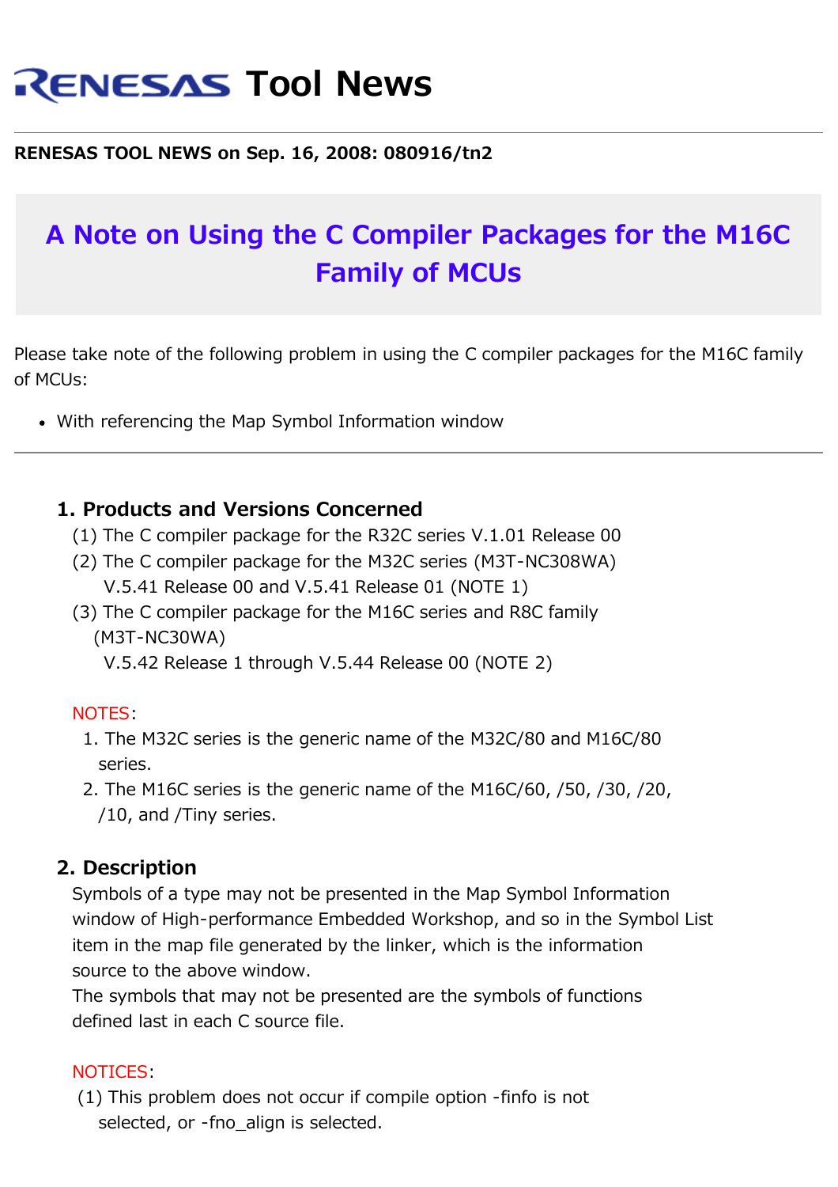# RENESAS Tool News

**RENESAS TOOL NEWS on Sep. 16, 2008: 080916/tn2**

## A Note on Using the C Compiler Packages for the M16C Family of MCUs

Please take note of the following problem in using the C compiler packages for the M16C family of MCUs:

- With referencing the Map Symbol Information window

---

### 1. Products and Versions Concerned

(1) The C compiler package for the R32C series V.1.01 Release 00
(2) The C compiler package for the M32C series (M3T-NC308WA) V.5.41 Release 00 and V.5.41 Release 01 (NOTE 1)
(3) The C compiler package for the M16C series and R8C family (M3T-NC30WA) V.5.42 Release 1 through V.5.44 Release 00 (NOTE 2)

NOTES:

1. The M32C series is the generic name of the M32C/80 and M16C/80 series.
2. The M16C series is the generic name of the M16C/60, /50, /30, /20, /10, and /Tiny series.

### 2. Description

Symbols of a type may not be presented in the Map Symbol Information window of High-performance Embedded Workshop, and so in the Symbol List item in the map file generated by the linker, which is the information source to the above window.
The symbols that may not be presented are the symbols of functions defined last in each C source file.

NOTICES:

(1) This problem does not occur if compile option -finfo is not selected, or -fno_align is selected.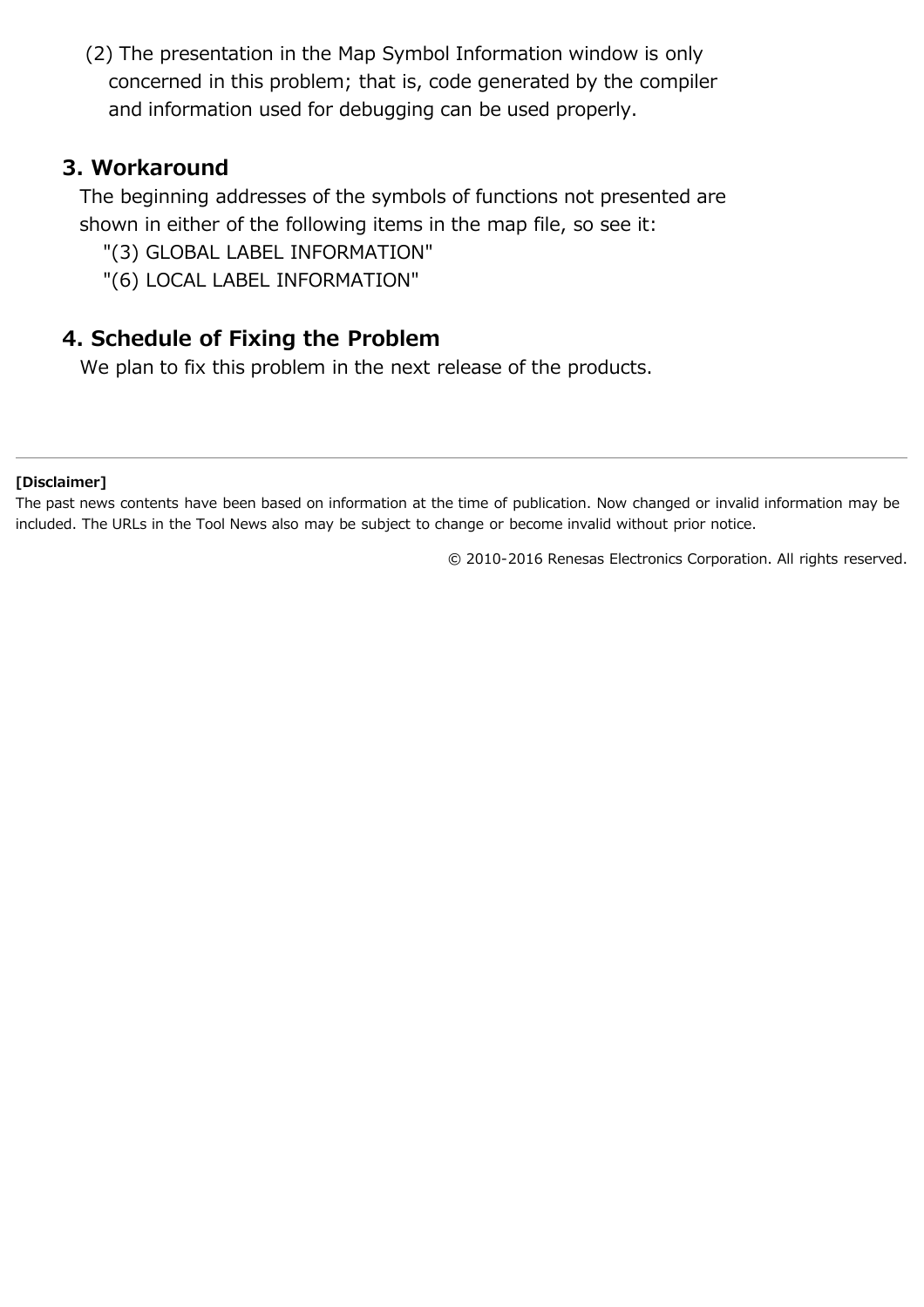(2) The presentation in the Map Symbol Information window is only concerned in this problem; that is, code generated by the compiler and information used for debugging can be used properly.

## 3. Workaround

The beginning addresses of the symbols of functions not presented are shown in either of the following items in the map file, so see it:

"(3) GLOBAL LABEL INFORMATION"
"(6) LOCAL LABEL INFORMATION"

## 4. Schedule of Fixing the Problem

We plan to fix this problem in the next release of the products.

---

**[Disclaimer]**

The past news contents have been based on information at the time of publication. Now changed or invalid information may be included. The URLs in the Tool News also may be subject to change or become invalid without prior notice.

© 2010-2016 Renesas Electronics Corporation. All rights reserved.